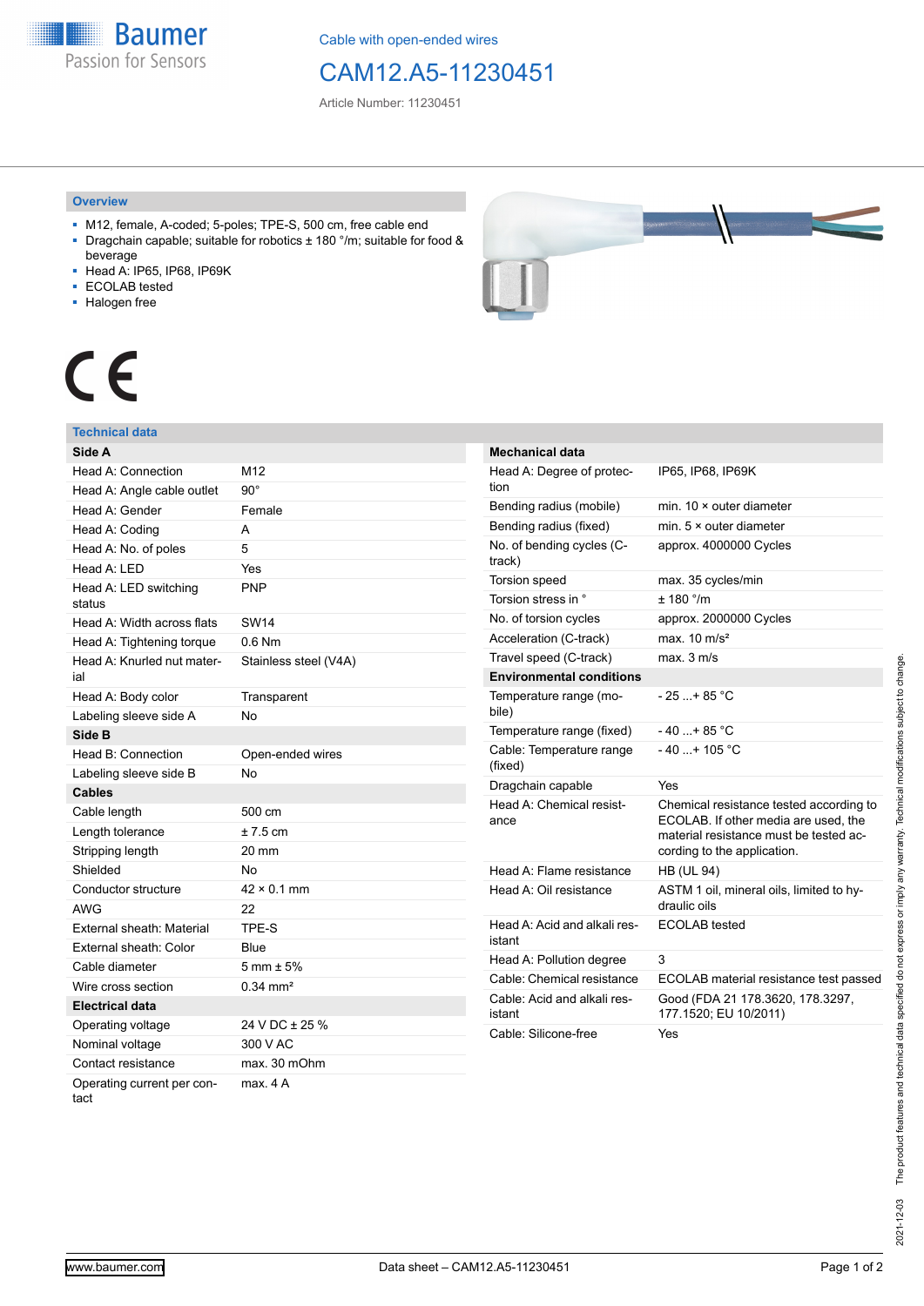Cable with open-ended wires

# CAM12.A5-11230451

Article Number: 11230451

## Overview

- M12, female, A-coded; 5-poles; TPE-S, 500 cm, free cable end
- Dragchain capable; suitable for robotics ± 180 °/m; suitable for food & beverage
- Head A: IP65, IP68, IP69K
- ECOLAB tested
- Halogen free

## Technical data

| Side A | |
|---|---|
| Head A: Connection | M12 |
| Head A: Angle cable outlet | 90° |
| Head A: Gender | Female |
| Head A: Coding | A |
| Head A: No. of poles | 5 |
| Head A: LED | Yes |
| Head A: LED switching status | PNP |
| Head A: Width across flats | SW14 |
| Head A: Tightening torque | 0.6 Nm |
| Head A: Knurled nut material | Stainless steel (V4A) |
| Head A: Body color | Transparent |
| Labeling sleeve side A | No |
| **Side B** | |
| Head B: Connection | Open-ended wires |
| Labeling sleeve side B | No |
| **Cables** | |
| Cable length | 500 cm |
| Length tolerance | ± 7.5 cm |
| Stripping length | 20 mm |
| Shielded | No |
| Conductor structure | 42 × 0.1 mm |
| AWG | 22 |
| External sheath: Material | TPE-S |
| External sheath: Color | Blue |
| Cable diameter | 5 mm ± 5% |
| Wire cross section | 0.34 mm² |
| **Electrical data** | |
| Operating voltage | 24 V DC ± 25 % |
| Nominal voltage | 300 V AC |
| Contact resistance | max. 30 mOhm |
| Operating current per contact | max. 4 A |

| Mechanical data | |
|---|---|
| Head A: Degree of protection | IP65, IP68, IP69K |
| Bending radius (mobile) | min. 10 × outer diameter |
| Bending radius (fixed) | min. 5 × outer diameter |
| No. of bending cycles (C-track) | approx. 4000000 Cycles |
| Torsion speed | max. 35 cycles/min |
| Torsion stress in ° | ± 180 °/m |
| No. of torsion cycles | approx. 2000000 Cycles |
| Acceleration (C-track) | max. 10 m/s² |
| Travel speed (C-track) | max. 3 m/s |
| **Environmental conditions** | |
| Temperature range (mobile) | - 25 ...+ 85 °C |
| Temperature range (fixed) | - 40 ...+ 85 °C |
| Cable: Temperature range (fixed) | - 40 ...+ 105 °C |
| Dragchain capable | Yes |
| Head A: Chemical resistance | Chemical resistance tested according to ECOLAB. If other media are used, the material resistance must be tested according to the application. |
| Head A: Flame resistance | HB (UL 94) |
| Head A: Oil resistance | ASTM 1 oil, mineral oils, limited to hydraulic oils |
| Head A: Acid and alkali resistant | ECOLAB tested |
| Head A: Pollution degree | 3 |
| Cable: Chemical resistance | ECOLAB material resistance test passed |
| Cable: Acid and alkali resistant | Good (FDA 21 178.3620, 178.3297, 177.1520; EU 10/2011) |
| Cable: Silicone-free | Yes |

2021-12-03 The product features and technical data specified do not express or imply any warranty. Technical modifications subject to change.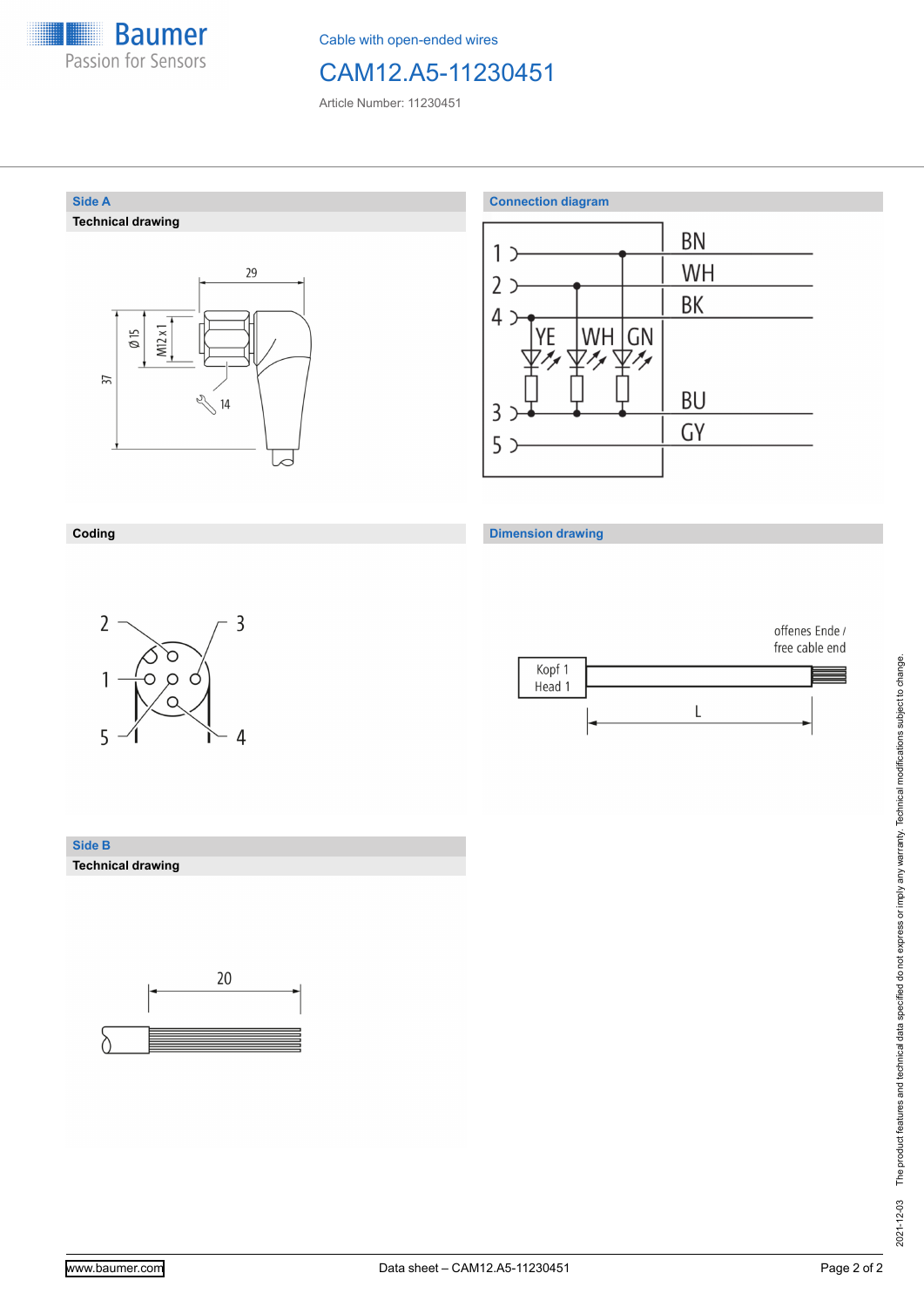Cable with open-ended wires

# CAM12.A5-11230451

Article Number: 11230451

## Side A

### Technical drawing

29

Ø 15

M12 x 1

37

14

## Connection diagram

1 BN
2 WH
4 BK
YE WH GN
3 BU
5 GY

### Coding

2 3
1
5 4

## Dimension drawing

offenes Ende / free cable end

Kopf 1
Head 1

L

## Side B

### Technical drawing

20

The product features and technical data specified do not express or imply any warranty. Technical modifications subject to change.

2021-12-03

www.baumer.com

Data sheet – CAM12.A5-11230451